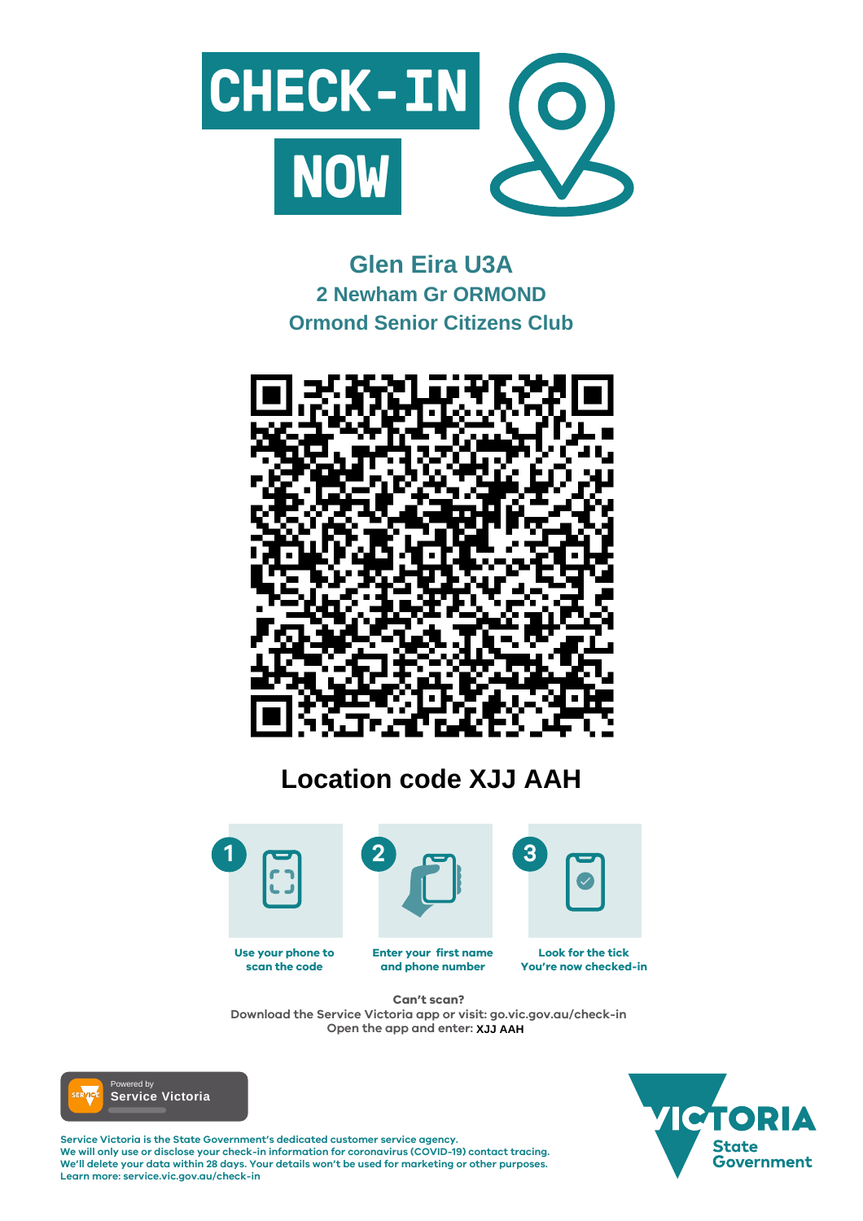# CHECK-IN NOW

## Glen Eira U3A

### 2 Newham Gr ORMOND

### Ormond Senior Citizens Club

## Location code XJJ AAH

1. **Use your phone to scan the code**
2. **Enter your first name and phone number**
3. **Look for the tick You're now checked-in**

**Can't scan?**
Download the Service Victoria app or visit: go.vic.gov.au/check-in
Open the app and enter: **XJJ AAH**

Powered by **Service Victoria**

**Service Victoria is the State Government's dedicated customer service agency.**
**We will only use or disclose your check-in information for coronavirus (COVID-19) contact tracing.**
**We'll delete your data within 28 days. Your details won't be used for marketing or other purposes.**
**Learn more: service.vic.gov.au/check-in**

VICTORIA State Government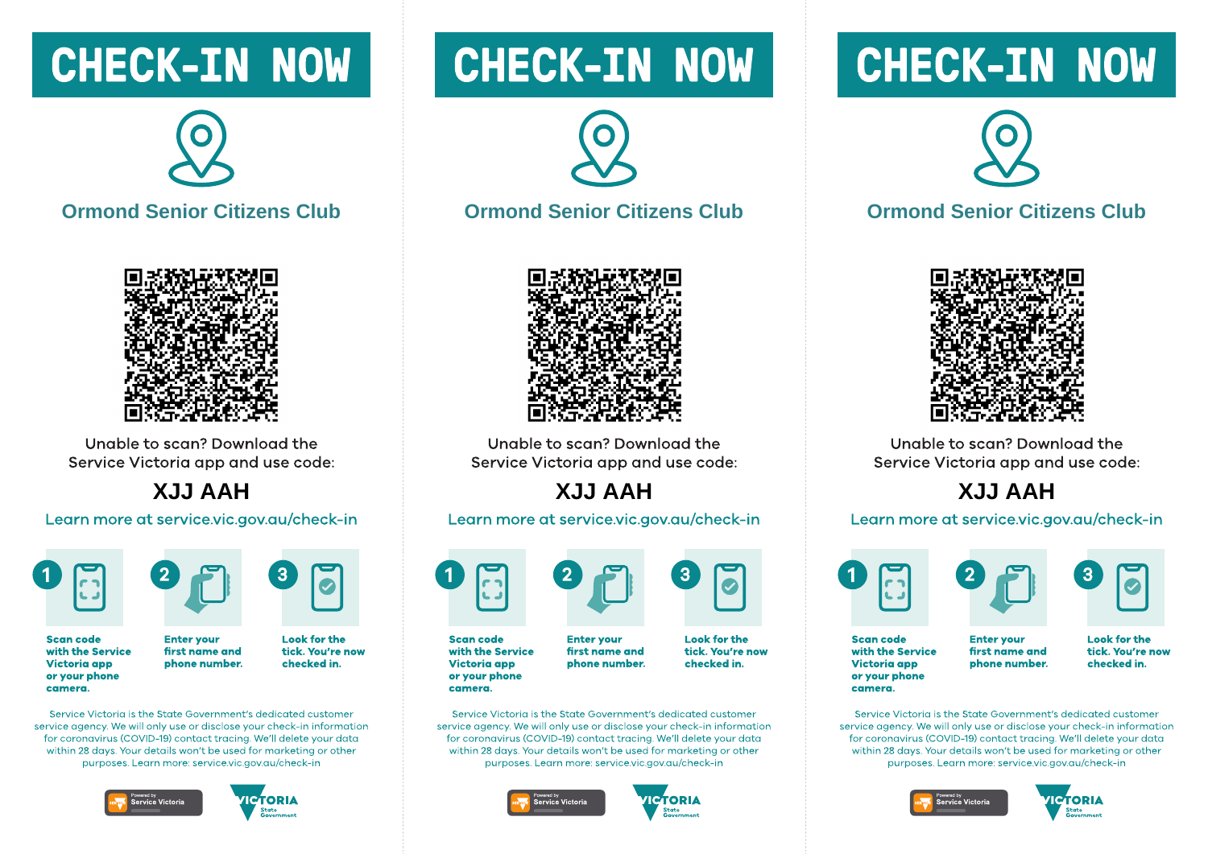# CHECK-IN NOW

## Ormond Senior Citizens Club

Unable to scan? Download the Service Victoria app and use code:

**XJJ AAH**

Learn more at service.vic.gov.au/check-in

1. **Scan code with the Service Victoria app or your phone camera.**
2. **Enter your first name and phone number.**
3. **Look for the tick. You're now checked in.**

Service Victoria is the State Government's dedicated customer service agency. We will only use or disclose your check-in information for coronavirus (COVID-19) contact tracing. We'll delete your data within 28 days. Your details won't be used for marketing or other purposes. Learn more: service.vic.gov.au/check-in

Powered by Service Victoria

VICTORIA State Government

# CHECK-IN NOW

## Ormond Senior Citizens Club

Unable to scan? Download the Service Victoria app and use code:

**XJJ AAH**

Learn more at service.vic.gov.au/check-in

1. **Scan code with the Service Victoria app or your phone camera.**
2. **Enter your first name and phone number.**
3. **Look for the tick. You're now checked in.**

Service Victoria is the State Government's dedicated customer service agency. We will only use or disclose your check-in information for coronavirus (COVID-19) contact tracing. We'll delete your data within 28 days. Your details won't be used for marketing or other purposes. Learn more: service.vic.gov.au/check-in

Powered by Service Victoria

VICTORIA State Government

# CHECK-IN NOW

## Ormond Senior Citizens Club

Unable to scan? Download the Service Victoria app and use code:

**XJJ AAH**

Learn more at service.vic.gov.au/check-in

1. **Scan code with the Service Victoria app or your phone camera.**
2. **Enter your first name and phone number.**
3. **Look for the tick. You're now checked in.**

Service Victoria is the State Government's dedicated customer service agency. We will only use or disclose your check-in information for coronavirus (COVID-19) contact tracing. We'll delete your data within 28 days. Your details won't be used for marketing or other purposes. Learn more: service.vic.gov.au/check-in

Powered by Service Victoria

VICTORIA State Government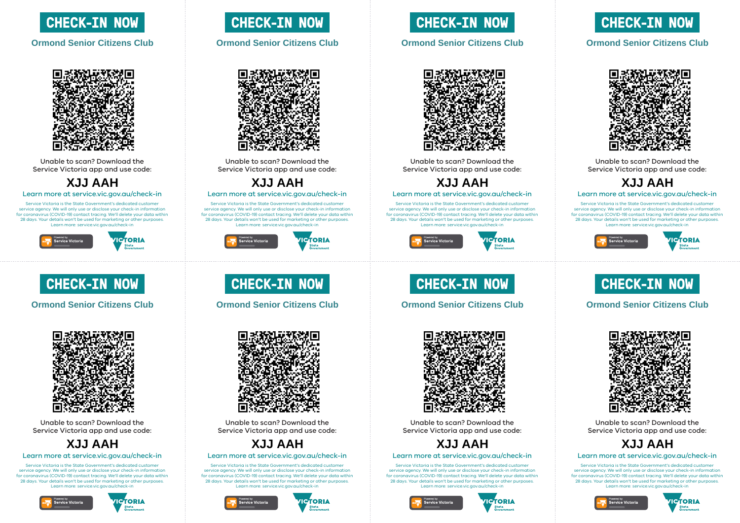# CHECK-IN NOW

## Ormond Senior Citizens Club

Unable to scan? Download the Service Victoria app and use code:

**XJJ AAH**

Learn more at service.vic.gov.au/check-in

Service Victoria is the State Government's dedicated customer service agency. We will only use or disclose your check-in information for coronavirus (COVID-19) contact tracing. We'll delete your data within 28 days. Your details won't be used for marketing or other purposes. Learn more: service.vic.gov.au/check-in

Powered by Service Victoria

VICTORIA State Government

---

# CHECK-IN NOW

## Ormond Senior Citizens Club

Unable to scan? Download the Service Victoria app and use code:

**XJJ AAH**

Learn more at service.vic.gov.au/check-in

Service Victoria is the State Government's dedicated customer service agency. We will only use or disclose your check-in information for coronavirus (COVID-19) contact tracing. We'll delete your data within 28 days. Your details won't be used for marketing or other purposes. Learn more: service.vic.gov.au/check-in

Powered by Service Victoria

VICTORIA State Government

---

# CHECK-IN NOW

## Ormond Senior Citizens Club

Unable to scan? Download the Service Victoria app and use code:

**XJJ AAH**

Learn more at service.vic.gov.au/check-in

Service Victoria is the State Government's dedicated customer service agency. We will only use or disclose your check-in information for coronavirus (COVID-19) contact tracing. We'll delete your data within 28 days. Your details won't be used for marketing or other purposes. Learn more: service.vic.gov.au/check-in

Powered by Service Victoria

VICTORIA State Government

---

# CHECK-IN NOW

## Ormond Senior Citizens Club

Unable to scan? Download the Service Victoria app and use code:

**XJJ AAH**

Learn more at service.vic.gov.au/check-in

Service Victoria is the State Government's dedicated customer service agency. We will only use or disclose your check-in information for coronavirus (COVID-19) contact tracing. We'll delete your data within 28 days. Your details won't be used for marketing or other purposes. Learn more: service.vic.gov.au/check-in

Powered by Service Victoria

VICTORIA State Government

---

# CHECK-IN NOW

## Ormond Senior Citizens Club

Unable to scan? Download the Service Victoria app and use code:

**XJJ AAH**

Learn more at service.vic.gov.au/check-in

Service Victoria is the State Government's dedicated customer service agency. We will only use or disclose your check-in information for coronavirus (COVID-19) contact tracing. We'll delete your data within 28 days. Your details won't be used for marketing or other purposes. Learn more: service.vic.gov.au/check-in

Powered by Service Victoria

VICTORIA State Government

---

# CHECK-IN NOW

## Ormond Senior Citizens Club

Unable to scan? Download the Service Victoria app and use code:

**XJJ AAH**

Learn more at service.vic.gov.au/check-in

Service Victoria is the State Government's dedicated customer service agency. We will only use or disclose your check-in information for coronavirus (COVID-19) contact tracing. We'll delete your data within 28 days. Your details won't be used for marketing or other purposes. Learn more: service.vic.gov.au/check-in

Powered by Service Victoria

VICTORIA State Government

---

# CHECK-IN NOW

## Ormond Senior Citizens Club

Unable to scan? Download the Service Victoria app and use code:

**XJJ AAH**

Learn more at service.vic.gov.au/check-in

Service Victoria is the State Government's dedicated customer service agency. We will only use or disclose your check-in information for coronavirus (COVID-19) contact tracing. We'll delete your data within 28 days. Your details won't be used for marketing or other purposes. Learn more: service.vic.gov.au/check-in

Powered by Service Victoria

VICTORIA State Government

---

# CHECK-IN NOW

## Ormond Senior Citizens Club

Unable to scan? Download the Service Victoria app and use code:

**XJJ AAH**

Learn more at service.vic.gov.au/check-in

Service Victoria is the State Government's dedicated customer service agency. We will only use or disclose your check-in information for coronavirus (COVID-19) contact tracing. We'll delete your data within 28 days. Your details won't be used for marketing or other purposes. Learn more: service.vic.gov.au/check-in

Powered by Service Victoria

VICTORIA State Government